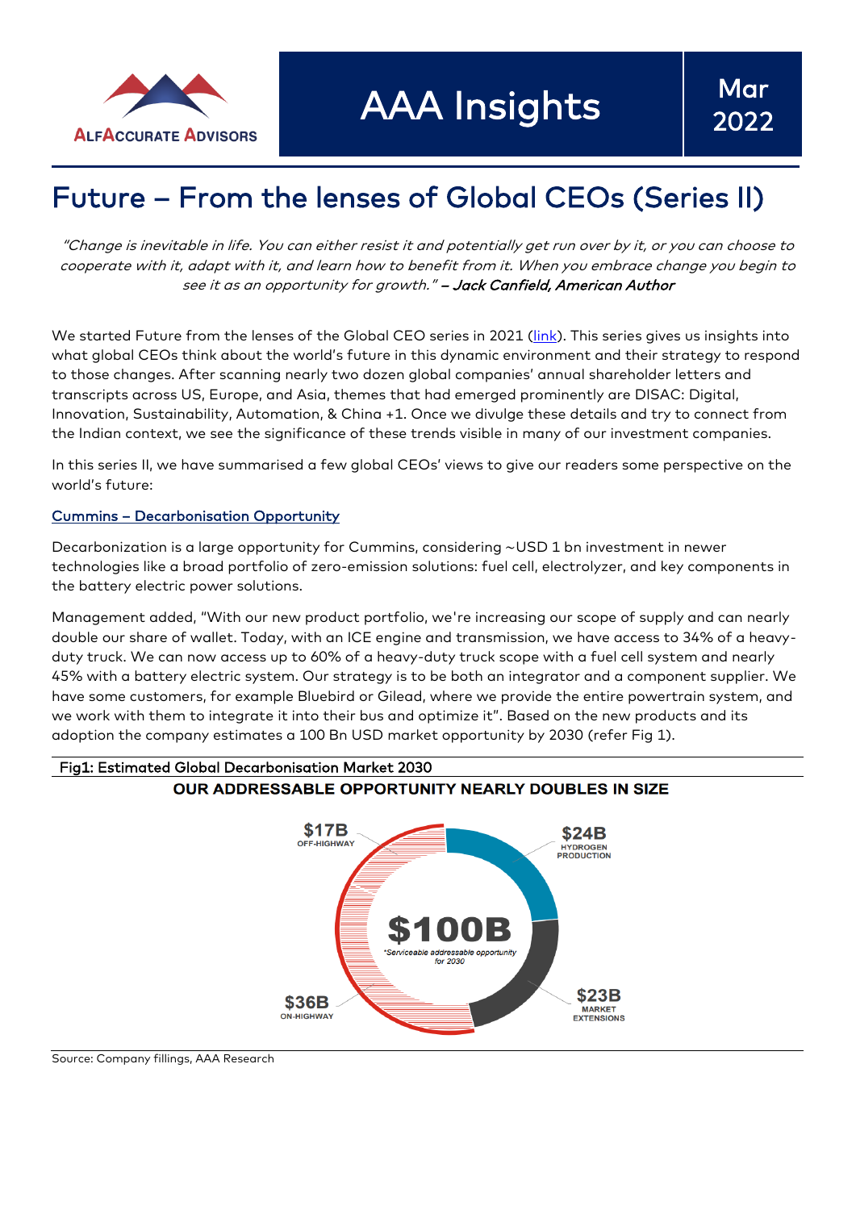AlfAccurate Advisors

# AAA Insights

Mar 2022

# Future – From the lenses of Global CEOs (Series II)

*"Change is inevitable in life. You can either resist it and potentially get run over by it, or you can choose to cooperate with it, adapt with it, and learn how to benefit from it. When you embrace change you begin to see it as an opportunity for growth." – Jack Canfield, American Author*

We started Future from the lenses of the Global CEO series in 2021 (link). This series gives us insights into what global CEOs think about the world's future in this dynamic environment and their strategy to respond to those changes. After scanning nearly two dozen global companies' annual shareholder letters and transcripts across US, Europe, and Asia, themes that had emerged prominently are DISAC: Digital, Innovation, Sustainability, Automation, & China +1. Once we divulge these details and try to connect from the Indian context, we see the significance of these trends visible in many of our investment companies.

In this series II, we have summarised a few global CEOs' views to give our readers some perspective on the world's future:

## Cummins – Decarbonisation Opportunity

Decarbonization is a large opportunity for Cummins, considering ~USD 1 bn investment in newer technologies like a broad portfolio of zero-emission solutions: fuel cell, electrolyzer, and key components in the battery electric power solutions.

Management added, "With our new product portfolio, we're increasing our scope of supply and can nearly double our share of wallet. Today, with an ICE engine and transmission, we have access to 34% of a heavy-duty truck. We can now access up to 60% of a heavy-duty truck scope with a fuel cell system and nearly 45% with a battery electric system. Our strategy is to be both an integrator and a component supplier. We have some customers, for example Bluebird or Gilead, where we provide the entire powertrain system, and we work with them to integrate it into their bus and optimize it". Based on the new products and its adoption the company estimates a 100 Bn USD market opportunity by 2030 (refer Fig 1).

Fig1: Estimated Global Decarbonisation Market 2030

**OUR ADDRESSABLE OPPORTUNITY NEARLY DOUBLES IN SIZE**

| Segment | Value |
|---|---|
| Off-Highway | $17B |
| Hydrogen Production | $24B |
| Market Extensions | $23B |
| On-Highway | $36B |
| **Total** (*Serviceable addressable opportunity for 2030) | **$100B** |

Source: Company fillings, AAA Research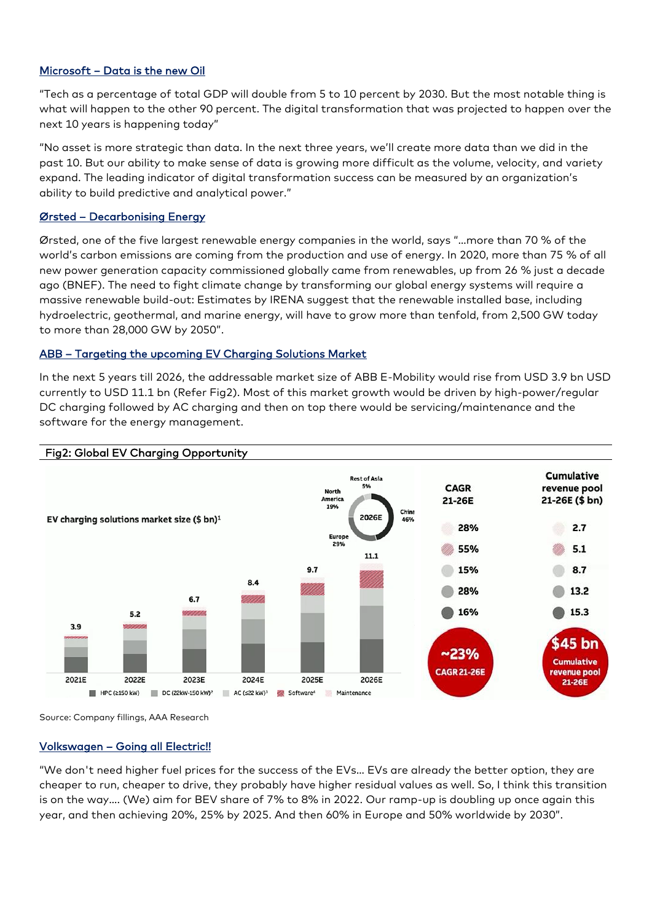## Microsoft – Data is the new Oil

"Tech as a percentage of total GDP will double from 5 to 10 percent by 2030. But the most notable thing is what will happen to the other 90 percent. The digital transformation that was projected to happen over the next 10 years is happening today"

"No asset is more strategic than data. In the next three years, we'll create more data than we did in the past 10. But our ability to make sense of data is growing more difficult as the volume, velocity, and variety expand. The leading indicator of digital transformation success can be measured by an organization's ability to build predictive and analytical power."

## Ørsted – Decarbonising Energy

Ørsted, one of the five largest renewable energy companies in the world, says "...more than 70 % of the world's carbon emissions are coming from the production and use of energy. In 2020, more than 75 % of all new power generation capacity commissioned globally came from renewables, up from 26 % just a decade ago (BNEF). The need to fight climate change by transforming our global energy systems will require a massive renewable build-out: Estimates by IRENA suggest that the renewable installed base, including hydroelectric, geothermal, and marine energy, will have to grow more than tenfold, from 2,500 GW today to more than 28,000 GW by 2050".

## ABB – Targeting the upcoming EV Charging Solutions Market

In the next 5 years till 2026, the addressable market size of ABB E-Mobility would rise from USD 3.9 bn USD currently to USD 11.1 bn (Refer Fig2). Most of this market growth would be driven by high-power/regular DC charging followed by AC charging and then on top there would be servicing/maintenance and the software for the energy management.

**Fig2: Global EV Charging Opportunity**

EV charging solutions market size ($ bn)[1]

| | 2021E | 2022E | 2023E | 2024E | 2025E | 2026E |
|---|---|---|---|---|---|---|
| Total | 3.9 | 5.2 | 6.7 | 8.4 | 9.7 | 11.1 |

2026E: China 46%, Europe 29%, North America 19%, Rest of Asia 5%

| Segment | CAGR 21-26E | Cumulative revenue pool 21-26E ($ bn) |
|---|---|---|
| Maintenance | 28% | 2.7 |
| Software[4] | 55% | 5.1 |
| AC (≤22 kW)[3] | 15% | 8.7 |
| DC (22kW-150 kW)[2] | 28% | 13.2 |
| HPC (≥150 kW) | 16% | 15.3 |
| Total | ~23% CAGR 21-26E | $45 bn Cumulative revenue pool 21-26E |

Source: Company fillings, AAA Research

## Volkswagen – Going all Electric!!

"We don't need higher fuel prices for the success of the EVs... EVs are already the better option, they are cheaper to run, cheaper to drive, they probably have higher residual values as well. So, I think this transition is on the way.... (We) aim for BEV share of 7% to 8% in 2022. Our ramp-up is doubling up once again this year, and then achieving 20%, 25% by 2025. And then 60% in Europe and 50% worldwide by 2030".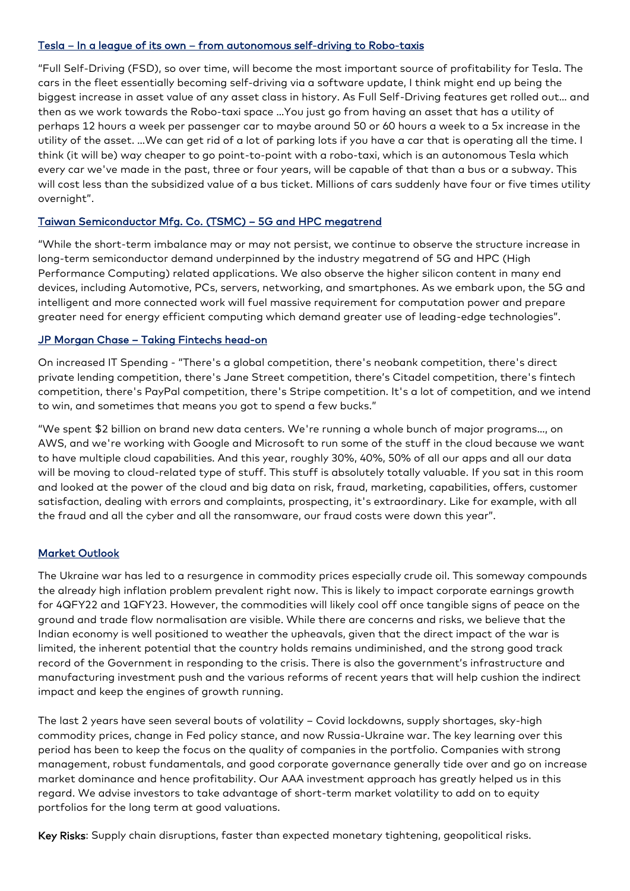### Tesla – In a league of its own – from autonomous self-driving to Robo-taxis

"Full Self-Driving (FSD), so over time, will become the most important source of profitability for Tesla. The cars in the fleet essentially becoming self-driving via a software update, I think might end up being the biggest increase in asset value of any asset class in history. As Full Self-Driving features get rolled out… and then as we work towards the Robo-taxi space …You just go from having an asset that has a utility of perhaps 12 hours a week per passenger car to maybe around 50 or 60 hours a week to a 5x increase in the utility of the asset. …We can get rid of a lot of parking lots if you have a car that is operating all the time. I think (it will be) way cheaper to go point-to-point with a robo-taxi, which is an autonomous Tesla which every car we've made in the past, three or four years, will be capable of that than a bus or a subway. This will cost less than the subsidized value of a bus ticket. Millions of cars suddenly have four or five times utility overnight".

### Taiwan Semiconductor Mfg. Co. (TSMC) – 5G and HPC megatrend

"While the short-term imbalance may or may not persist, we continue to observe the structure increase in long-term semiconductor demand underpinned by the industry megatrend of 5G and HPC (High Performance Computing) related applications. We also observe the higher silicon content in many end devices, including Automotive, PCs, servers, networking, and smartphones. As we embark upon, the 5G and intelligent and more connected work will fuel massive requirement for computation power and prepare greater need for energy efficient computing which demand greater use of leading-edge technologies".

### JP Morgan Chase – Taking Fintechs head-on

On increased IT Spending - "There's a global competition, there's neobank competition, there's direct private lending competition, there's Jane Street competition, there's Citadel competition, there's fintech competition, there's PayPal competition, there's Stripe competition. It's a lot of competition, and we intend to win, and sometimes that means you got to spend a few bucks."

"We spent $2 billion on brand new data centers. We're running a whole bunch of major programs…, on AWS, and we're working with Google and Microsoft to run some of the stuff in the cloud because we want to have multiple cloud capabilities. And this year, roughly 30%, 40%, 50% of all our apps and all our data will be moving to cloud-related type of stuff. This stuff is absolutely totally valuable. If you sat in this room and looked at the power of the cloud and big data on risk, fraud, marketing, capabilities, offers, customer satisfaction, dealing with errors and complaints, prospecting, it's extraordinary. Like for example, with all the fraud and all the cyber and all the ransomware, our fraud costs were down this year".

### Market Outlook

The Ukraine war has led to a resurgence in commodity prices especially crude oil. This someway compounds the already high inflation problem prevalent right now. This is likely to impact corporate earnings growth for 4QFY22 and 1QFY23. However, the commodities will likely cool off once tangible signs of peace on the ground and trade flow normalisation are visible. While there are concerns and risks, we believe that the Indian economy is well positioned to weather the upheavals, given that the direct impact of the war is limited, the inherent potential that the country holds remains undiminished, and the strong good track record of the Government in responding to the crisis. There is also the government's infrastructure and manufacturing investment push and the various reforms of recent years that will help cushion the indirect impact and keep the engines of growth running.

The last 2 years have seen several bouts of volatility – Covid lockdowns, supply shortages, sky-high commodity prices, change in Fed policy stance, and now Russia-Ukraine war. The key learning over this period has been to keep the focus on the quality of companies in the portfolio. Companies with strong management, robust fundamentals, and good corporate governance generally tide over and go on increase market dominance and hence profitability. Our AAA investment approach has greatly helped us in this regard. We advise investors to take advantage of short-term market volatility to add on to equity portfolios for the long term at good valuations.

**Key Risks**: Supply chain disruptions, faster than expected monetary tightening, geopolitical risks.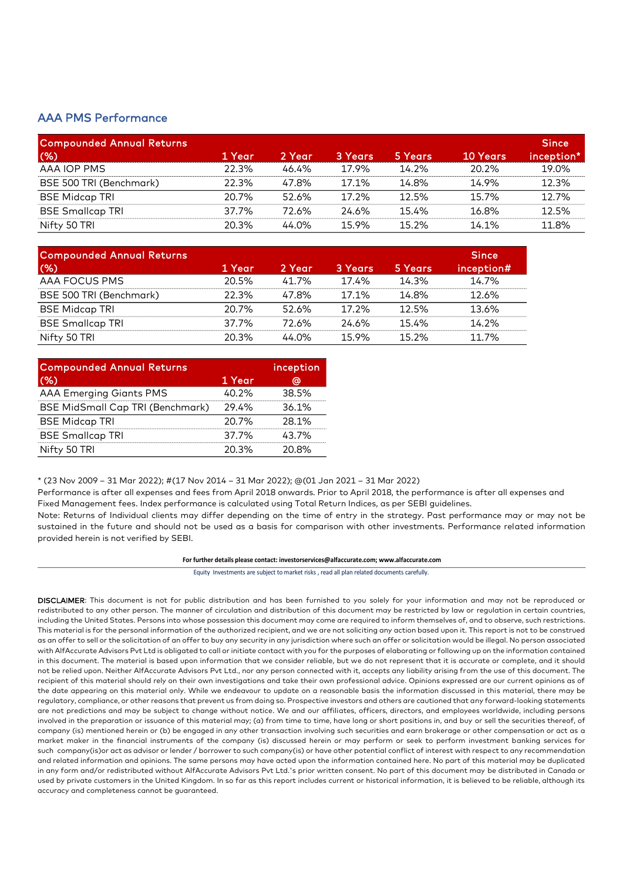## AAA PMS Performance

| Compounded Annual Returns (%) | 1 Year | 2 Year | 3 Years | 5 Years | 10 Years | Since inception* |
|---|---|---|---|---|---|---|
| AAA IOP PMS | 22.3% | 46.4% | 17.9% | 14.2% | 20.2% | 19.0% |
| BSE 500 TRI (Benchmark) | 22.3% | 47.8% | 17.1% | 14.8% | 14.9% | 12.3% |
| BSE Midcap TRI | 20.7% | 52.6% | 17.2% | 12.5% | 15.7% | 12.7% |
| BSE Smallcap TRI | 37.7% | 72.6% | 24.6% | 15.4% | 16.8% | 12.5% |
| Nifty 50 TRI | 20.3% | 44.0% | 15.9% | 15.2% | 14.1% | 11.8% |

| Compounded Annual Returns (%) | 1 Year | 2 Year | 3 Years | 5 Years | Since inception# |
|---|---|---|---|---|---|
| AAA FOCUS PMS | 20.5% | 41.7% | 17.4% | 14.3% | 14.7% |
| BSE 500 TRI (Benchmark) | 22.3% | 47.8% | 17.1% | 14.8% | 12.6% |
| BSE Midcap TRI | 20.7% | 52.6% | 17.2% | 12.5% | 13.6% |
| BSE Smallcap TRI | 37.7% | 72.6% | 24.6% | 15.4% | 14.2% |
| Nifty 50 TRI | 20.3% | 44.0% | 15.9% | 15.2% | 11.7% |

| Compounded Annual Returns (%) | 1 Year | inception @ |
|---|---|---|
| AAA Emerging Giants PMS | 40.2% | 38.5% |
| BSE MidSmall Cap TRI (Benchmark) | 29.4% | 36.1% |
| BSE Midcap TRI | 20.7% | 28.1% |
| BSE Smallcap TRI | 37.7% | 43.7% |
| Nifty 50 TRI | 20.3% | 20.8% |

* (23 Nov 2009 – 31 Mar 2022); #(17 Nov 2014 – 31 Mar 2022); @(01 Jan 2021 – 31 Mar 2022)

Performance is after all expenses and fees from April 2018 onwards. Prior to April 2018, the performance is after all expenses and Fixed Management fees. Index performance is calculated using Total Return Indices, as per SEBI guidelines.

Note: Returns of Individual clients may differ depending on the time of entry in the strategy. Past performance may or may not be sustained in the future and should not be used as a basis for comparison with other investments. Performance related information provided herein is not verified by SEBI.

**For further details please contact: investorservices@alfaccurate.com; www.alfaccurate.com**

Equity Investments are subject to market risks , read all plan related documents carefully.

**DISCLAIMER**: This document is not for public distribution and has been furnished to you solely for your information and may not be reproduced or redistributed to any other person. The manner of circulation and distribution of this document may be restricted by law or regulation in certain countries, including the United States. Persons into whose possession this document may come are required to inform themselves of, and to observe, such restrictions. This material is for the personal information of the authorized recipient, and we are not soliciting any action based upon it. This report is not to be construed as an offer to sell or the solicitation of an offer to buy any security in any jurisdiction where such an offer or solicitation would be illegal. No person associated with AlfAccurate Advisors Pvt Ltd is obligated to call or initiate contact with you for the purposes of elaborating or following up on the information contained in this document. The material is based upon information that we consider reliable, but we do not represent that it is accurate or complete, and it should not be relied upon. Neither AlfAccurate Advisors Pvt Ltd., nor any person connected with it, accepts any liability arising from the use of this document. The recipient of this material should rely on their own investigations and take their own professional advice. Opinions expressed are our current opinions as of the date appearing on this material only. While we endeavour to update on a reasonable basis the information discussed in this material, there may be regulatory, compliance, or other reasons that prevent us from doing so. Prospective investors and others are cautioned that any forward-looking statements are not predictions and may be subject to change without notice. We and our affiliates, officers, directors, and employees worldwide, including persons involved in the preparation or issuance of this material may; (a) from time to time, have long or short positions in, and buy or sell the securities thereof, of company (is) mentioned herein or (b) be engaged in any other transaction involving such securities and earn brokerage or other compensation or act as a market maker in the financial instruments of the company (is) discussed herein or may perform or seek to perform investment banking services for such company(is)or act as advisor or lender / borrower to such company(is) or have other potential conflict of interest with respect to any recommendation and related information and opinions. The same persons may have acted upon the information contained here. No part of this material may be duplicated in any form and/or redistributed without AlfAccurate Advisors Pvt Ltd.'s prior written consent. No part of this document may be distributed in Canada or used by private customers in the United Kingdom. In so far as this report includes current or historical information, it is believed to be reliable, although its accuracy and completeness cannot be guaranteed.